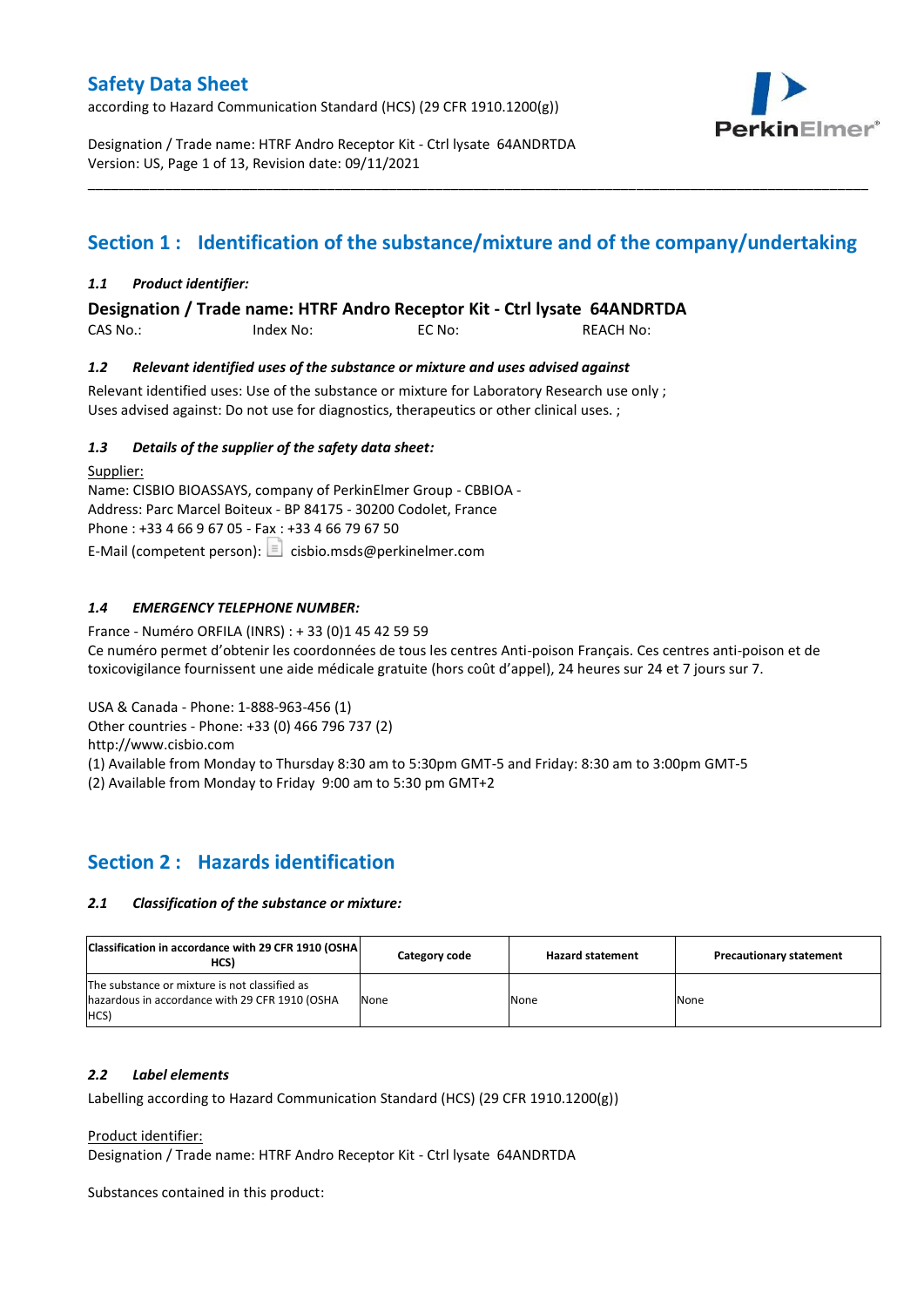# Safety Data Sheet

according to Hazard Communication Standard (HCS) (29 CFR 1910.1200(g))

Designation / Trade name: HTRF Andro Receptor Kit - Ctrl lysate 64ANDRTDA
Version: US, Page 1 of 13, Revision date: 09/11/2021

## Section 1 : Identification of the substance/mixture and of the company/undertaking

### *1.1 Product identifier:*

**Designation / Trade name: HTRF Andro Receptor Kit - Ctrl lysate 64ANDRTDA**

CAS No.: Index No: EC No: REACH No:

### *1.2 Relevant identified uses of the substance or mixture and uses advised against*

Relevant identified uses: Use of the substance or mixture for Laboratory Research use only ;
Uses advised against: Do not use for diagnostics, therapeutics or other clinical uses. ;

### *1.3 Details of the supplier of the safety data sheet:*

Supplier:
Name: CISBIO BIOASSAYS, company of PerkinElmer Group - CBBIOA -
Address: Parc Marcel Boiteux - BP 84175 - 30200 Codolet, France
Phone : +33 4 66 9 67 05 - Fax : +33 4 66 79 67 50
E-Mail (competent person): cisbio.msds@perkinelmer.com

### *1.4 EMERGENCY TELEPHONE NUMBER:*

France - Numéro ORFILA (INRS) : + 33 (0)1 45 42 59 59
Ce numéro permet d'obtenir les coordonnées de tous les centres Anti-poison Français. Ces centres anti-poison et de toxicovigilance fournissent une aide médicale gratuite (hors coût d'appel), 24 heures sur 24 et 7 jours sur 7.

USA & Canada - Phone: 1-888-963-456 (1)
Other countries - Phone: +33 (0) 466 796 737 (2)
http://www.cisbio.com
(1) Available from Monday to Thursday 8:30 am to 5:30pm GMT-5 and Friday: 8:30 am to 3:00pm GMT-5
(2) Available from Monday to Friday 9:00 am to 5:30 pm GMT+2

## Section 2 : Hazards identification

### *2.1 Classification of the substance or mixture:*

| Classification in accordance with 29 CFR 1910 (OSHA HCS) | Category code | Hazard statement | Precautionary statement |
|---|---|---|---|
| The substance or mixture is not classified as hazardous in accordance with 29 CFR 1910 (OSHA HCS) | None | None | None |

### *2.2 Label elements*

Labelling according to Hazard Communication Standard (HCS) (29 CFR 1910.1200(g))

Product identifier:
Designation / Trade name: HTRF Andro Receptor Kit - Ctrl lysate 64ANDRTDA

Substances contained in this product: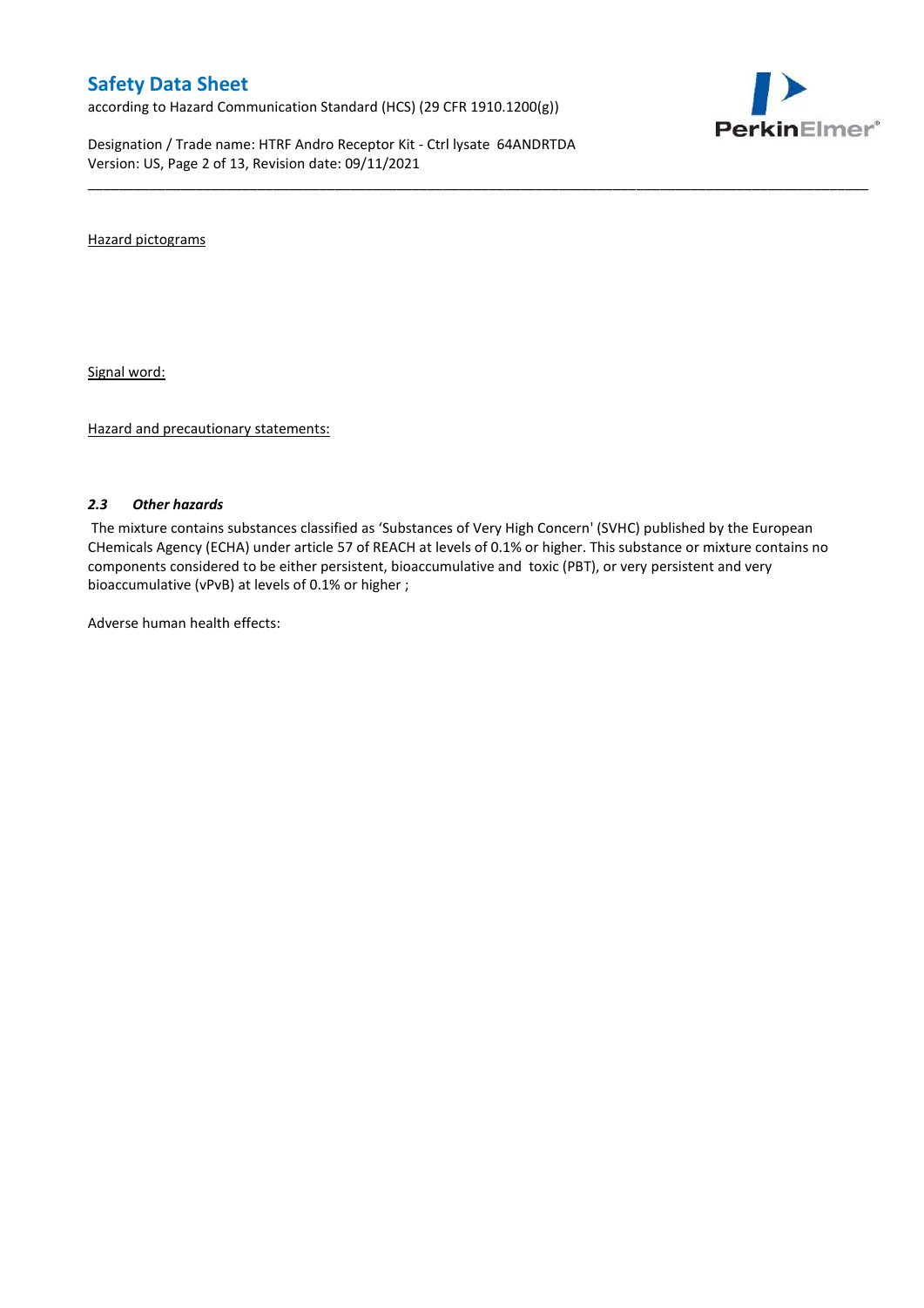Hazard pictograms

Signal word:

Hazard and precautionary statements:

### *2.3 Other hazards*

The mixture contains substances classified as 'Substances of Very High Concern' (SVHC) published by the European CHemicals Agency (ECHA) under article 57 of REACH at levels of 0.1% or higher. This substance or mixture contains no components considered to be either persistent, bioaccumulative and toxic (PBT), or very persistent and very bioaccumulative (vPvB) at levels of 0.1% or higher ;

Adverse human health effects: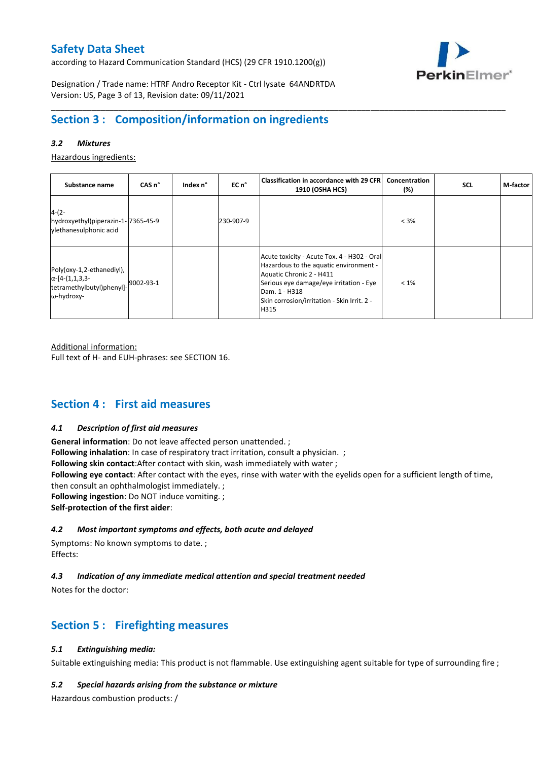## Section 3 : Composition/information on ingredients

### *3.2 Mixtures*

Hazardous ingredients:

| Substance name | CAS n° | Index n° | EC n° | Classification in accordance with 29 CFR 1910 (OSHA HCS) | Concentration (%) | SCL | M-factor |
|---|---|---|---|---|---|---|---|
| 4-(2-hydroxyethyl)piperazin-1-ylethanesulphonic acid | 7365-45-9 | | 230-907-9 | | < 3% | | |
| Poly(oxy-1,2-ethanediyl), α-[4-(1,1,3,3-tetramethylbutyl)phenyl]-ω-hydroxy- | 9002-93-1 | | | Acute toxicity - Acute Tox. 4 - H302 - Oral<br>Hazardous to the aquatic environment - Aquatic Chronic 2 - H411<br>Serious eye damage/eye irritation - Eye Dam. 1 - H318<br>Skin corrosion/irritation - Skin Irrit. 2 - H315 | < 1% | | |

Additional information:

Full text of H- and EUH-phrases: see SECTION 16.

## Section 4 : First aid measures

### *4.1 Description of first aid measures*

**General information**: Do not leave affected person unattended. ;
**Following inhalation**: In case of respiratory tract irritation, consult a physician. ;
**Following skin contact**:After contact with skin, wash immediately with water ;
**Following eye contact**: After contact with the eyes, rinse with water with the eyelids open for a sufficient length of time, then consult an ophthalmologist immediately. ;
**Following ingestion**: Do NOT induce vomiting. ;
**Self-protection of the first aider**:

### *4.2 Most important symptoms and effects, both acute and delayed*

Symptoms: No known symptoms to date. ;
Effects:

### *4.3 Indication of any immediate medical attention and special treatment needed*

Notes for the doctor:

## Section 5 : Firefighting measures

### *5.1 Extinguishing media:*

Suitable extinguishing media: This product is not flammable. Use extinguishing agent suitable for type of surrounding fire ;

### *5.2 Special hazards arising from the substance or mixture*

Hazardous combustion products: /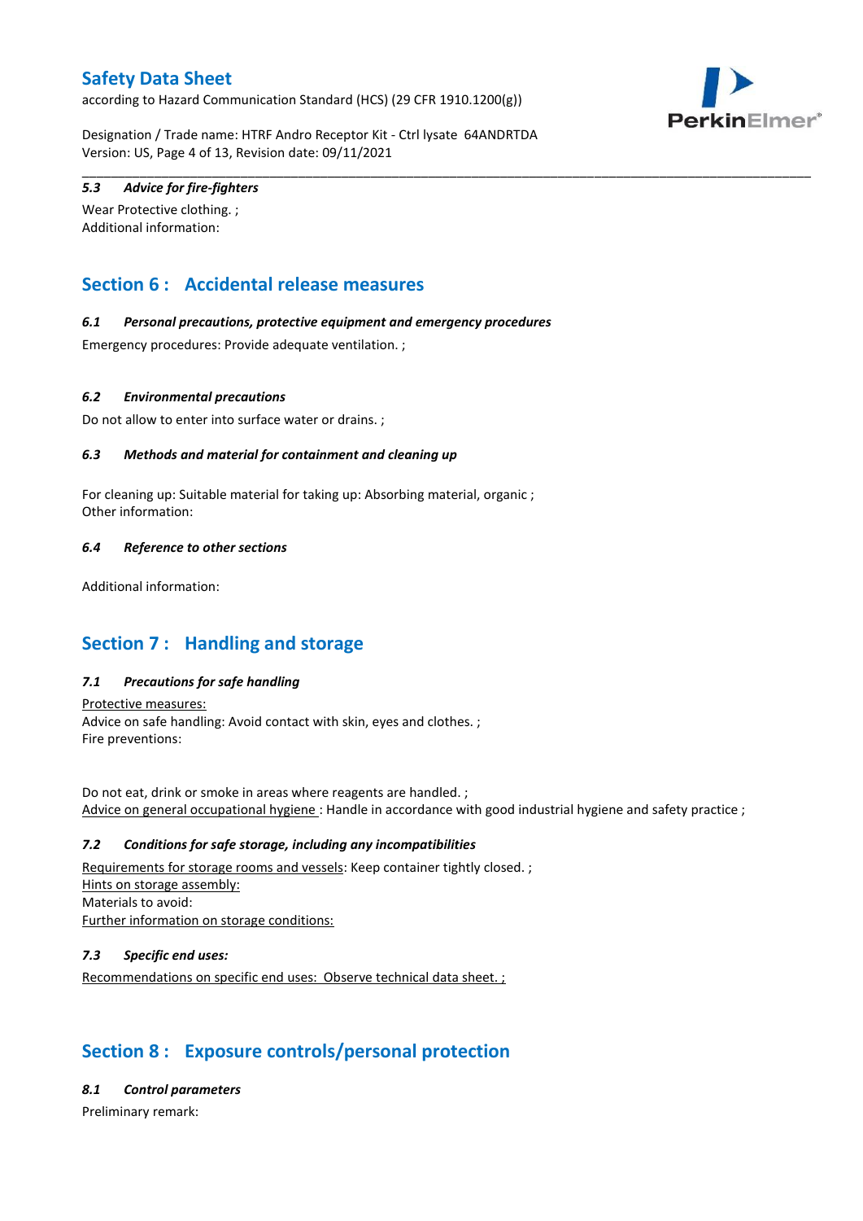### 5.3 Advice for fire-fighters

Wear Protective clothing. ;
Additional information:

## Section 6 : Accidental release measures

### 6.1 Personal precautions, protective equipment and emergency procedures

Emergency procedures: Provide adequate ventilation. ;

### 6.2 Environmental precautions

Do not allow to enter into surface water or drains. ;

### 6.3 Methods and material for containment and cleaning up

For cleaning up: Suitable material for taking up: Absorbing material, organic ;
Other information:

### 6.4 Reference to other sections

Additional information:

## Section 7 : Handling and storage

### 7.1 Precautions for safe handling

Protective measures:
Advice on safe handling: Avoid contact with skin, eyes and clothes. ;
Fire preventions:

Do not eat, drink or smoke in areas where reagents are handled. ;
Advice on general occupational hygiene : Handle in accordance with good industrial hygiene and safety practice ;

### 7.2 Conditions for safe storage, including any incompatibilities

Requirements for storage rooms and vessels: Keep container tightly closed. ;
Hints on storage assembly:
Materials to avoid:
Further information on storage conditions:

### 7.3 Specific end uses:

Recommendations on specific end uses: Observe technical data sheet. ;

## Section 8 : Exposure controls/personal protection

### 8.1 Control parameters

Preliminary remark: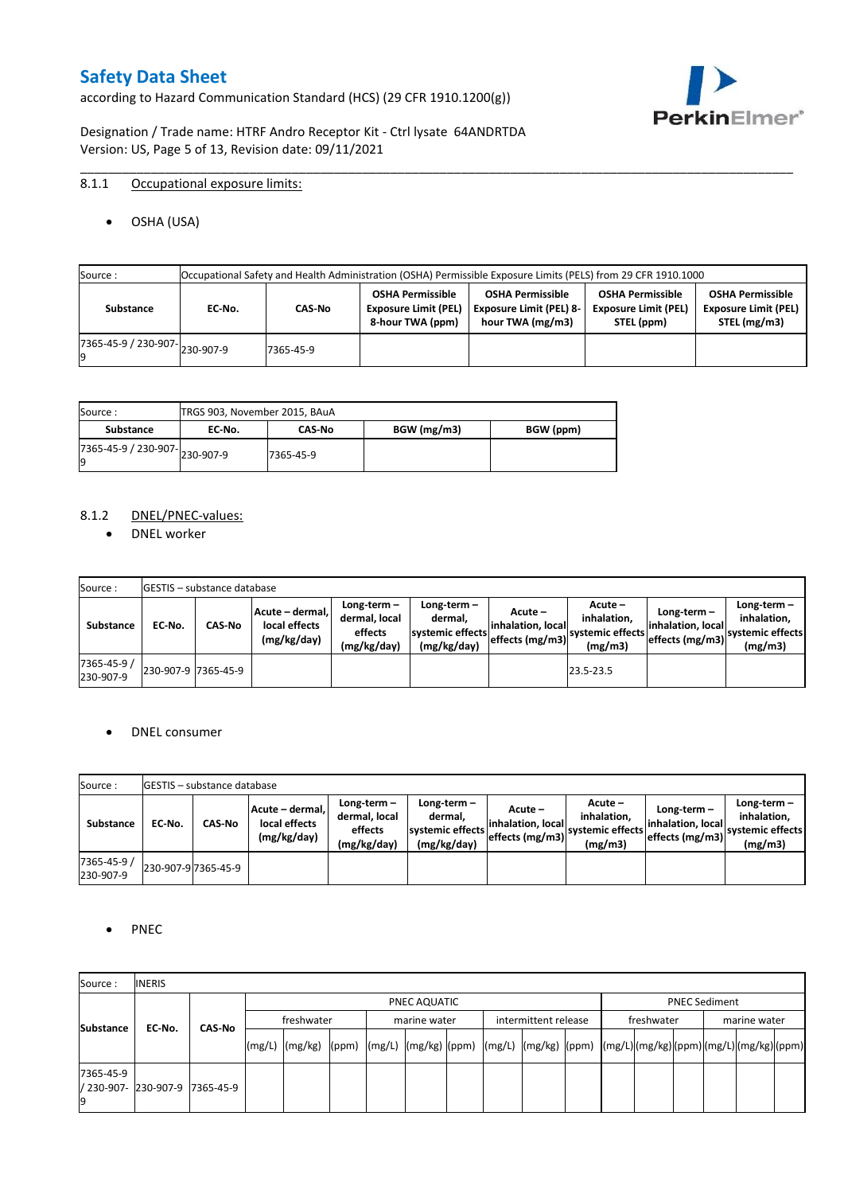### 8.1.1 Occupational exposure limits:

- OSHA (USA)

| Source : | Occupational Safety and Health Administration (OSHA) Permissible Exposure Limits (PELS) from 29 CFR 1910.1000 | | | | | |
|---|---|---|---|---|---|---|
| **Substance** | **EC-No.** | **CAS-No** | **OSHA Permissible Exposure Limit (PEL) 8-hour TWA (ppm)** | **OSHA Permissible Exposure Limit (PEL) 8-hour TWA (mg/m3)** | **OSHA Permissible Exposure Limit (PEL) STEL (ppm)** | **OSHA Permissible Exposure Limit (PEL) STEL (mg/m3)** |
| 7365-45-9 / 230-907-9 | 230-907-9 | 7365-45-9 | | | | |

| Source : | TRGS 903, November 2015, BAuA | | | |
|---|---|---|---|---|
| **Substance** | **EC-No.** | **CAS-No** | **BGW (mg/m3)** | **BGW (ppm)** |
| 7365-45-9 / 230-907-9 | 230-907-9 | 7365-45-9 | | |

### 8.1.2 DNEL/PNEC-values:

- DNEL worker

| Source : | GESTIS – substance database | | | | | | | | | |
|---|---|---|---|---|---|---|---|---|---|---|
| **Substance** | **EC-No.** | **CAS-No** | **Acute – dermal, local effects (mg/kg/day)** | **Long-term – dermal, local effects (mg/kg/day)** | **Long-term – dermal, systemic effects (mg/kg/day)** | **Acute – inhalation, local effects (mg/m3)** | **Acute – inhalation, systemic effects (mg/m3)** | **Long-term – inhalation, local effects (mg/m3)** | **Long-term – inhalation, systemic effects (mg/m3)** |
| 7365-45-9 / 230-907-9 | 230-907-9 | 7365-45-9 | | | | | 23.5-23.5 | | |

- DNEL consumer

| Source : | GESTIS – substance database | | | | | | | | |
|---|---|---|---|---|---|---|---|---|---|
| **Substance** | **EC-No.** | **CAS-No** | **Acute – dermal, local effects (mg/kg/day)** | **Long-term – dermal, local effects (mg/kg/day)** | **Long-term – dermal, systemic effects (mg/kg/day)** | **Acute – inhalation, local effects (mg/m3)** | **Acute – inhalation, systemic effects (mg/m3)** | **Long-term – inhalation, local effects (mg/m3)** | **Long-term – inhalation, systemic effects (mg/m3)** |
| 7365-45-9 / 230-907-9 | 230-907-9 | 7365-45-9 | | | | | | | |

- PNEC

| Source : | INERIS | | | | | | | | | | | | | | | | | | |
|---|---|---|---|---|---|---|---|---|---|---|---|---|---|---|---|---|---|---|---|
| **Substance** | **EC-No.** | **CAS-No** | PNEC AQUATIC | | | | | | | | | PNEC Sediment | | | | | |
| | | | freshwater | | | marine water | | | intermittent release | | | freshwater | | | marine water | | |
| | | | (mg/L) | (mg/kg) | (ppm) | (mg/L) | (mg/kg) | (ppm) | (mg/L) | (mg/kg) | (ppm) | (mg/L) | (mg/kg) | (ppm) | (mg/L) | (mg/kg) | (ppm) |
| 7365-45-9 / 230-907-9 | 230-907-9 | 7365-45-9 | | | | | | | | | | | | | | | |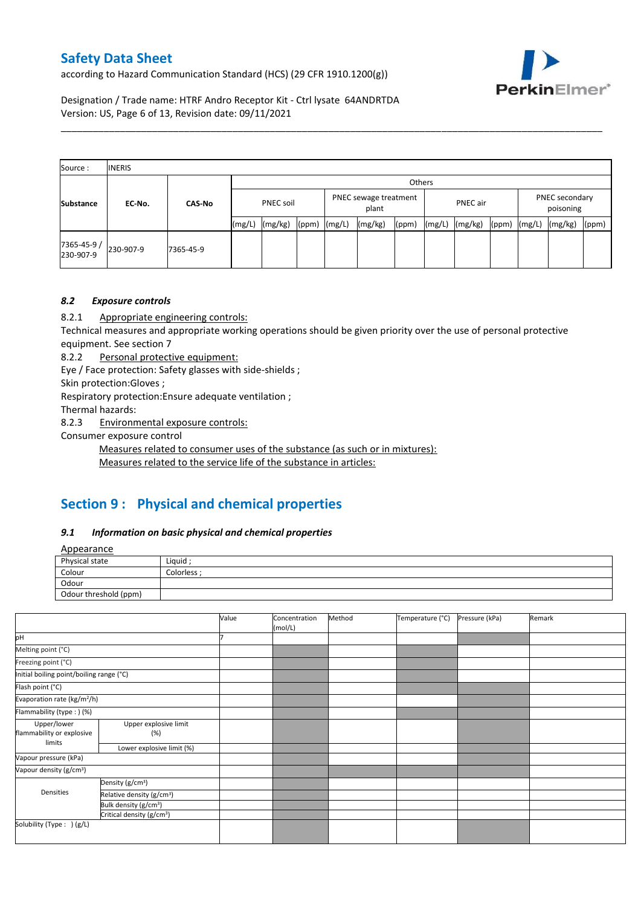| Source : | INERIS | | | | | | | | | | | | | | |
|---|---|---|---|---|---|---|---|---|---|---|---|---|---|---|---|
| Substance | EC-No. | CAS-No | Others | | | | | | | | | | | | |
| | | | PNEC soil | | | PNEC sewage treatment plant | | | PNEC air | | | PNEC secondary poisoning | | | |
| | | | (mg/L) | (mg/kg) | (ppm) | (mg/L) | (mg/kg) | (ppm) | (mg/L) | (mg/kg) | (ppm) | (mg/L) | (mg/kg) | (ppm) | |
| 7365-45-9 / 230-907-9 | 230-907-9 | 7365-45-9 | | | | | | | | | | | | | |

### *8.2 Exposure controls*

8.2.1 Appropriate engineering controls:

Technical measures and appropriate working operations should be given priority over the use of personal protective equipment. See section 7

8.2.2 Personal protective equipment:

Eye / Face protection: Safety glasses with side-shields ;

Skin protection:Gloves ;

Respiratory protection:Ensure adequate ventilation ;

Thermal hazards:

8.2.3 Environmental exposure controls:

Consumer exposure control

Measures related to consumer uses of the substance (as such or in mixtures):

Measures related to the service life of the substance in articles:

## Section 9 : Physical and chemical properties

### *9.1 Information on basic physical and chemical properties*

Appearance

| Physical state | Liquid ; |
|---|---|
| Colour | Colorless ; |
| Odour | |
| Odour threshold (ppm) | |

| | | Value | Concentration (mol/L) | Method | Temperature (°C) | Pressure (kPa) | Remark |
|---|---|---|---|---|---|---|---|
| pH | | 7 | | | | | |
| Melting point (°C) | | | | | | | |
| Freezing point (°C) | | | | | | | |
| Initial boiling point/boiling range (°C) | | | | | | | |
| Flash point (°C) | | | | | | | |
| Evaporation rate (kg/m²/h) | | | | | | | |
| Flammability (type : ) (%) | | | | | | | |
| Upper/lower flammability or explosive limits | Upper explosive limit (%) | | | | | | |
| | Lower explosive limit (%) | | | | | | |
| Vapour pressure (kPa) | | | | | | | |
| Vapour density (g/cm³) | | | | | | | |
| Densities | Density (g/cm³) | | | | | | |
| | Relative density (g/cm³) | | | | | | |
| | Bulk density (g/cm³) | | | | | | |
| | Critical density (g/cm³) | | | | | | |
| Solubility (Type : ) (g/L) | | | | | | | |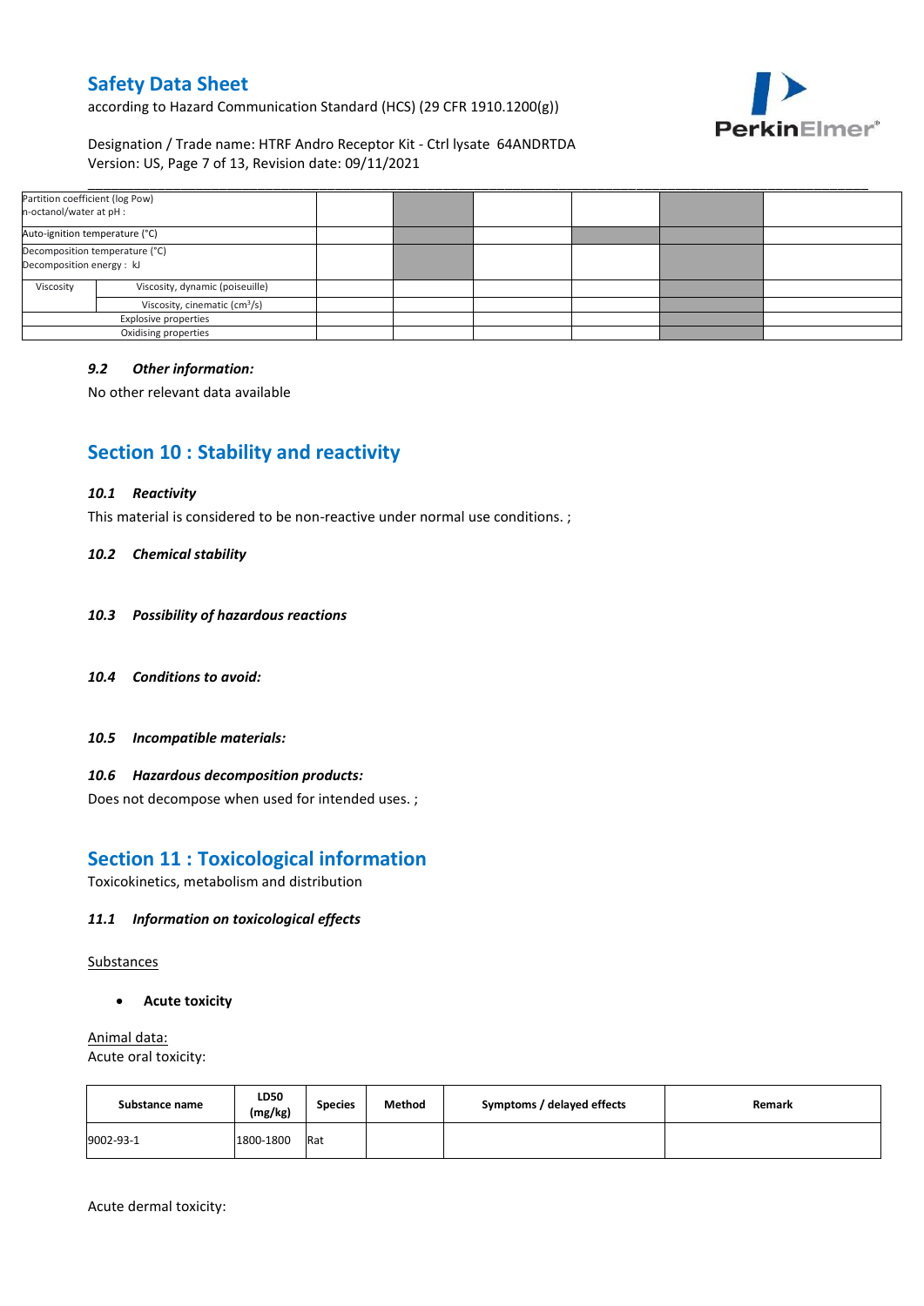| Partition coefficient (log Pow) n-octanol/water at pH : | | | | | | | |
|---|---|---|---|---|---|---|---|
| Auto-ignition temperature (°C) | | | | | | | |
| Decomposition temperature (°C) Decomposition energy : kJ | | | | | | | |
| Viscosity | Viscosity, dynamic (poiseuille) | | | | | | |
| | Viscosity, cinematic (cm³/s) | | | | | | |
| Explosive properties | | | | | | | |
| Oxidising properties | | | | | | | |

### *9.2 Other information:*

No other relevant data available

## Section 10 : Stability and reactivity

### *10.1 Reactivity*

This material is considered to be non-reactive under normal use conditions. ;

### *10.2 Chemical stability*

### *10.3 Possibility of hazardous reactions*

### *10.4 Conditions to avoid:*

### *10.5 Incompatible materials:*

### *10.6 Hazardous decomposition products:*

Does not decompose when used for intended uses. ;

## Section 11 : Toxicological information

Toxicokinetics, metabolism and distribution

### *11.1 Information on toxicological effects*

Substances

- **Acute toxicity**

Animal data:
Acute oral toxicity:

| Substance name | LD50 (mg/kg) | Species | Method | Symptoms / delayed effects | Remark |
|---|---|---|---|---|---|
| 9002-93-1 | 1800-1800 | Rat | | | |

Acute dermal toxicity: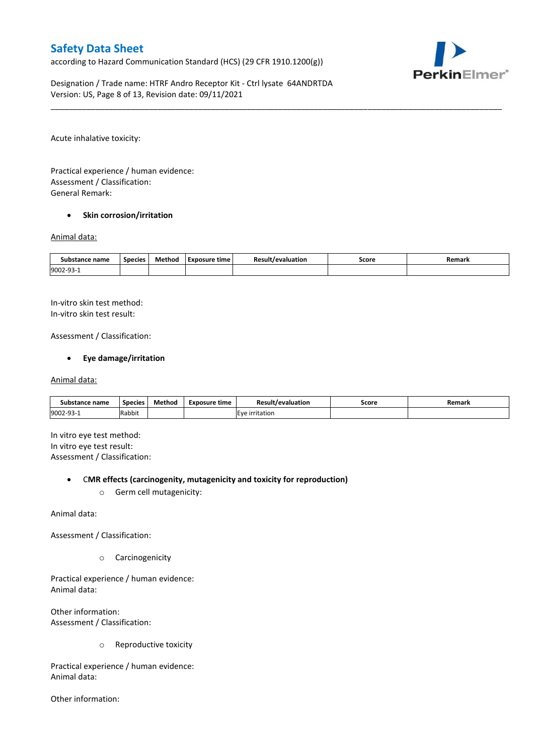Acute inhalative toxicity:

Practical experience / human evidence:
Assessment / Classification:
General Remark:

- **Skin corrosion/irritation**

Animal data:

| Substance name | Species | Method | Exposure time | Result/evaluation | Score | Remark |
|---|---|---|---|---|---|---|
| 9002-93-1 | | | | | | |

In-vitro skin test method:
In-vitro skin test result:

Assessment / Classification:

- **Eye damage/irritation**

Animal data:

| Substance name | Species | Method | Exposure time | Result/evaluation | Score | Remark |
|---|---|---|---|---|---|---|
| 9002-93-1 | Rabbit | | | Eye irritation | | |

In vitro eye test method:
In vitro eye test result:
Assessment / Classification:

- **CMR effects (carcinogenity, mutagenicity and toxicity for reproduction)**
  - Germ cell mutagenicity:

Animal data:

Assessment / Classification:

  - Carcinogenicity

Practical experience / human evidence:
Animal data:

Other information:
Assessment / Classification:

  - Reproductive toxicity

Practical experience / human evidence:
Animal data:

Other information: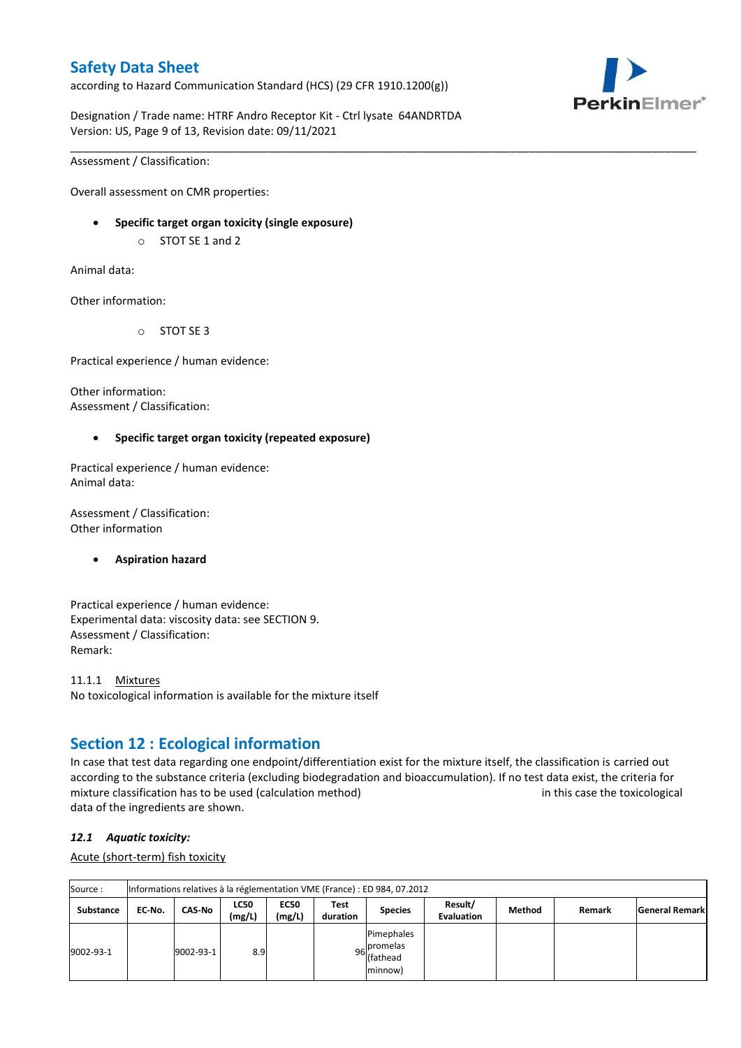Assessment / Classification:

Overall assessment on CMR properties:

- **Specific target organ toxicity (single exposure)**
  - STOT SE 1 and 2

Animal data:

Other information:

  - STOT SE 3

Practical experience / human evidence:

Other information:
Assessment / Classification:

- **Specific target organ toxicity (repeated exposure)**

Practical experience / human evidence:
Animal data:

Assessment / Classification:
Other information

- **Aspiration hazard**

Practical experience / human evidence:
Experimental data: viscosity data: see SECTION 9.
Assessment / Classification:
Remark:

11.1.1 Mixtures
No toxicological information is available for the mixture itself

## Section 12 : Ecological information

In case that test data regarding one endpoint/differentiation exist for the mixture itself, the classification is carried out according to the substance criteria (excluding biodegradation and bioaccumulation). If no test data exist, the criteria for mixture classification has to be used (calculation method) in this case the toxicological data of the ingredients are shown.

### *12.1 Aquatic toxicity:*

Acute (short-term) fish toxicity

| Source : | Informations relatives à la réglementation VME (France) : ED 984, 07.2012 | | | | | | | | | |
|---|---|---|---|---|---|---|---|---|---|---|
| **Substance** | **EC-No.** | **CAS-No** | **LC50 (mg/L)** | **EC50 (mg/L)** | **Test duration** | **Species** | **Result/ Evaluation** | **Method** | **Remark** | **General Remark** |
| 9002-93-1 | | 9002-93-1 | 8.9 | | 96 | Pimephales promelas (fathead minnow) | | | | |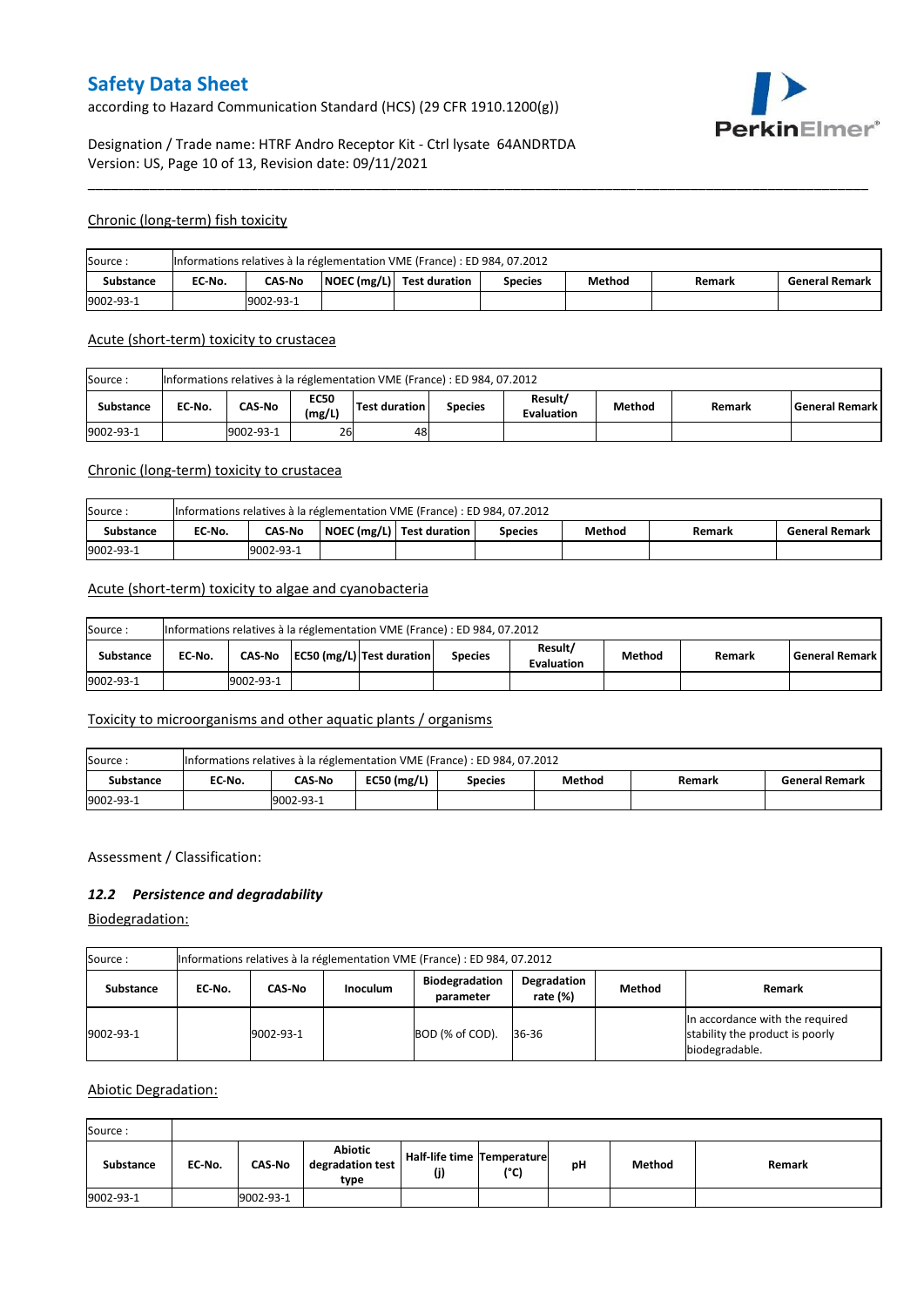## Chronic (long-term) fish toxicity

| Source : | Informations relatives à la réglementation VME (France) : ED 984, 07.2012 | | | | | | | |
|---|---|---|---|---|---|---|---|---|
| **Substance** | **EC-No.** | **CAS-No** | **NOEC (mg/L)** | **Test duration** | **Species** | **Method** | **Remark** | **General Remark** |
| 9002-93-1 | | 9002-93-1 | | | | | | |

## Acute (short-term) toxicity to crustacea

| Source : | Informations relatives à la réglementation VME (France) : ED 984, 07.2012 | | | | | | | | |
|---|---|---|---|---|---|---|---|---|---|
| **Substance** | **EC-No.** | **CAS-No** | **EC50 (mg/L)** | **Test duration** | **Species** | **Result/ Evaluation** | **Method** | **Remark** | **General Remark** |
| 9002-93-1 | | 9002-93-1 | 26 | 48 | | | | | |

## Chronic (long-term) toxicity to crustacea

| Source : | Informations relatives à la réglementation VME (France) : ED 984, 07.2012 | | | | | | | |
|---|---|---|---|---|---|---|---|---|
| **Substance** | **EC-No.** | **CAS-No** | **NOEC (mg/L)** | **Test duration** | **Species** | **Method** | **Remark** | **General Remark** |
| 9002-93-1 | | 9002-93-1 | | | | | | |

## Acute (short-term) toxicity to algae and cyanobacteria

| Source : | Informations relatives à la réglementation VME (France) : ED 984, 07.2012 | | | | | | | | |
|---|---|---|---|---|---|---|---|---|---|
| **Substance** | **EC-No.** | **CAS-No** | **EC50 (mg/L)** | **Test duration** | **Species** | **Result/ Evaluation** | **Method** | **Remark** | **General Remark** |
| 9002-93-1 | | 9002-93-1 | | | | | | | |

## Toxicity to microorganisms and other aquatic plants / organisms

| Source : | Informations relatives à la réglementation VME (France) : ED 984, 07.2012 | | | | | | |
|---|---|---|---|---|---|---|---|
| **Substance** | **EC-No.** | **CAS-No** | **EC50 (mg/L)** | **Species** | **Method** | **Remark** | **General Remark** |
| 9002-93-1 | | 9002-93-1 | | | | | |

Assessment / Classification:

### *12.2 Persistence and degradability*

Biodegradation:

| Source : | Informations relatives à la réglementation VME (France) : ED 984, 07.2012 | | | | | | |
|---|---|---|---|---|---|---|---|
| **Substance** | **EC-No.** | **CAS-No** | **Inoculum** | **Biodegradation parameter** | **Degradation rate (%)** | **Method** | **Remark** |
| 9002-93-1 | | 9002-93-1 | | BOD (% of COD). | 36-36 | | In accordance with the required stability the product is poorly biodegradable. |

Abiotic Degradation:

| Source : | | | | | | | | |
|---|---|---|---|---|---|---|---|---|
| **Substance** | **EC-No.** | **CAS-No** | **Abiotic degradation test type** | **Half-life time (j)** | **Temperature (°C)** | **pH** | **Method** | **Remark** |
| 9002-93-1 | | 9002-93-1 | | | | | | |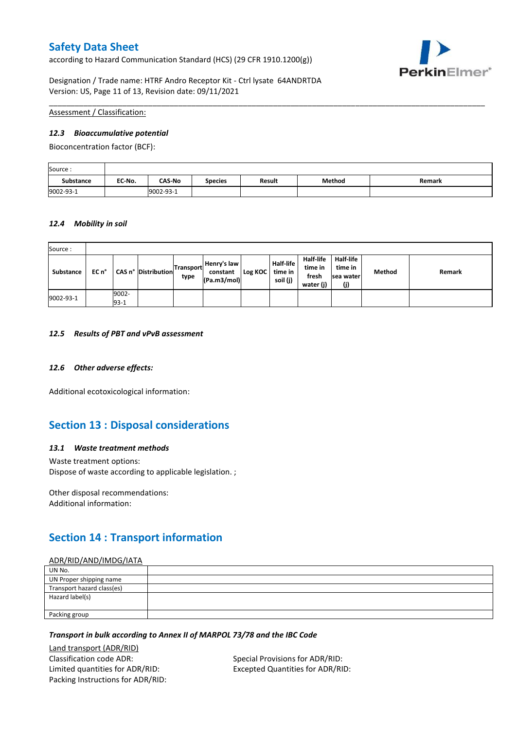Assessment / Classification:

### 12.3 Bioaccumulative potential

Bioconcentration factor (BCF):

| Source : | | | | | | |
|---|---|---|---|---|---|---|
| **Substance** | **EC-No.** | **CAS-No** | **Species** | **Result** | **Method** | **Remark** |
| 9002-93-1 | | 9002-93-1 | | | | |

### 12.4 Mobility in soil

| Source : | | | | | | | | | | | |
|---|---|---|---|---|---|---|---|---|---|---|---|
| **Substance** | **EC n°** | **CAS n°** | **Distribution** | **Transport type** | **Henry's law constant (Pa.m3/mol)** | **Log KOC** | **Half-life time in soil (j)** | **Half-life time in fresh water (j)** | **Half-life time in sea water (j)** | **Method** | **Remark** |
| 9002-93-1 | | 9002-93-1 | | | | | | | | | |

### 12.5 Results of PBT and vPvB assessment

### 12.6 Other adverse effects:

Additional ecotoxicological information:

## Section 13 : Disposal considerations

### 13.1 Waste treatment methods

Waste treatment options:
Dispose of waste according to applicable legislation. ;

Other disposal recommendations:
Additional information:

## Section 14 : Transport information

ADR/RID/AND/IMDG/IATA

| UN No. | |
|---|---|
| UN Proper shipping name | |
| Transport hazard class(es) | |
| Hazard label(s) | |
| Packing group | |

*Transport in bulk according to Annex II of MARPOL 73/78 and the IBC Code*

Land transport (ADR/RID)

Classification code ADR:
Limited quantities for ADR/RID:
Packing Instructions for ADR/RID:
Special Provisions for ADR/RID:
Excepted Quantities for ADR/RID: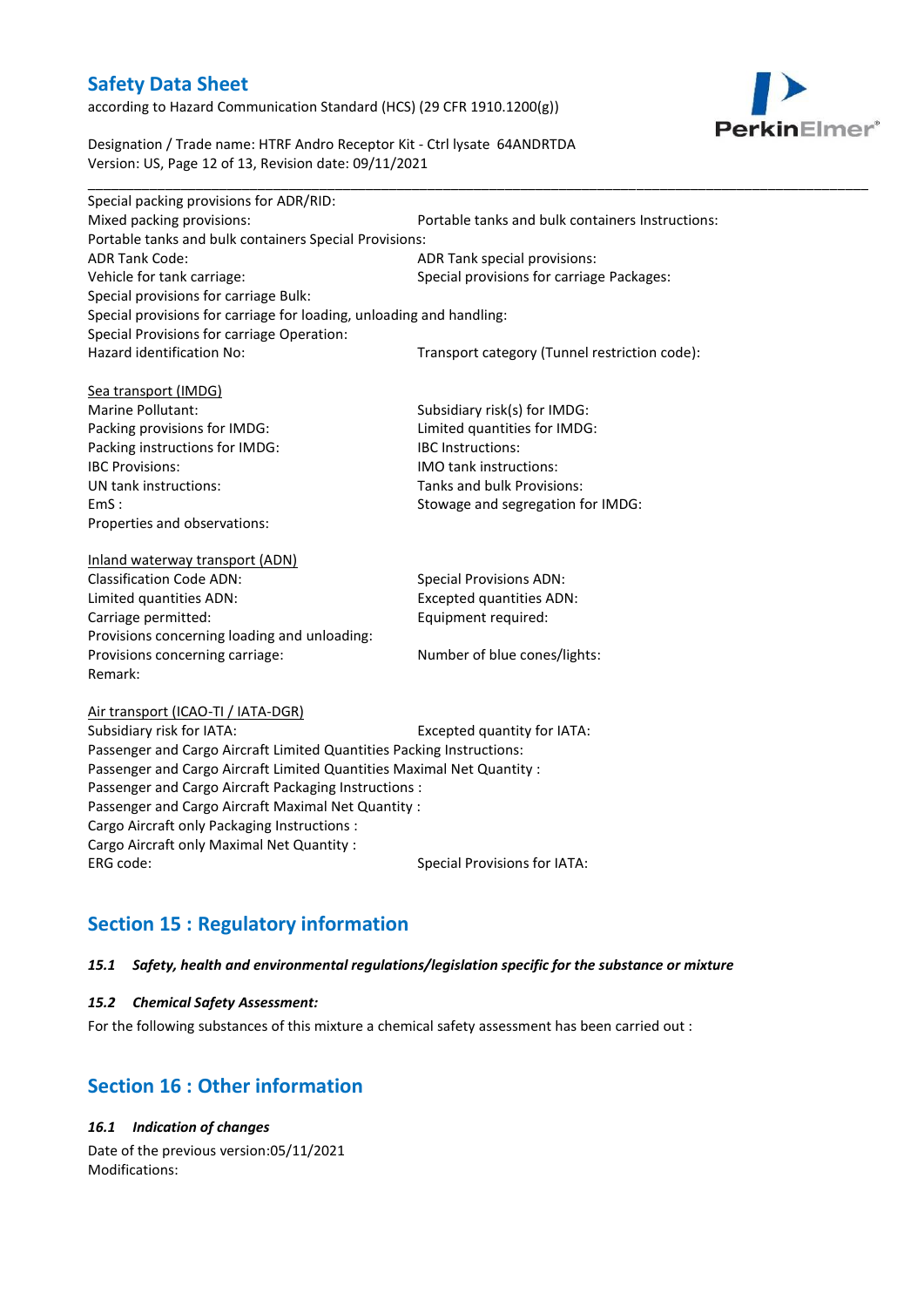Special packing provisions for ADR/RID:

Mixed packing provisions: Portable tanks and bulk containers Instructions:

Portable tanks and bulk containers Special Provisions:

ADR Tank Code: ADR Tank special provisions:

Vehicle for tank carriage: Special provisions for carriage Packages:

Special provisions for carriage Bulk:

Special provisions for carriage for loading, unloading and handling:

Special Provisions for carriage Operation:

Hazard identification No: Transport category (Tunnel restriction code):

Sea transport (IMDG)

Marine Pollutant: Subsidiary risk(s) for IMDG:

Packing provisions for IMDG: Limited quantities for IMDG:

Packing instructions for IMDG: IBC Instructions:

IBC Provisions: IMO tank instructions:

UN tank instructions: Tanks and bulk Provisions:

EmS : Stowage and segregation for IMDG:

Properties and observations:

Inland waterway transport (ADN)

Classification Code ADN: Special Provisions ADN:

Limited quantities ADN: Excepted quantities ADN:

Carriage permitted: Equipment required:

Provisions concerning loading and unloading:

Provisions concerning carriage: Number of blue cones/lights:

Remark:

Air transport (ICAO-TI / IATA-DGR)

Subsidiary risk for IATA: Excepted quantity for IATA:

Passenger and Cargo Aircraft Limited Quantities Packing Instructions:

Passenger and Cargo Aircraft Limited Quantities Maximal Net Quantity :

Passenger and Cargo Aircraft Packaging Instructions :

Passenger and Cargo Aircraft Maximal Net Quantity :

Cargo Aircraft only Packaging Instructions :

Cargo Aircraft only Maximal Net Quantity :

ERG code: Special Provisions for IATA:

## Section 15 : Regulatory information

### *15.1 Safety, health and environmental regulations/legislation specific for the substance or mixture*

### *15.2 Chemical Safety Assessment:*

For the following substances of this mixture a chemical safety assessment has been carried out :

## Section 16 : Other information

### *16.1 Indication of changes*

Date of the previous version:05/11/2021

Modifications: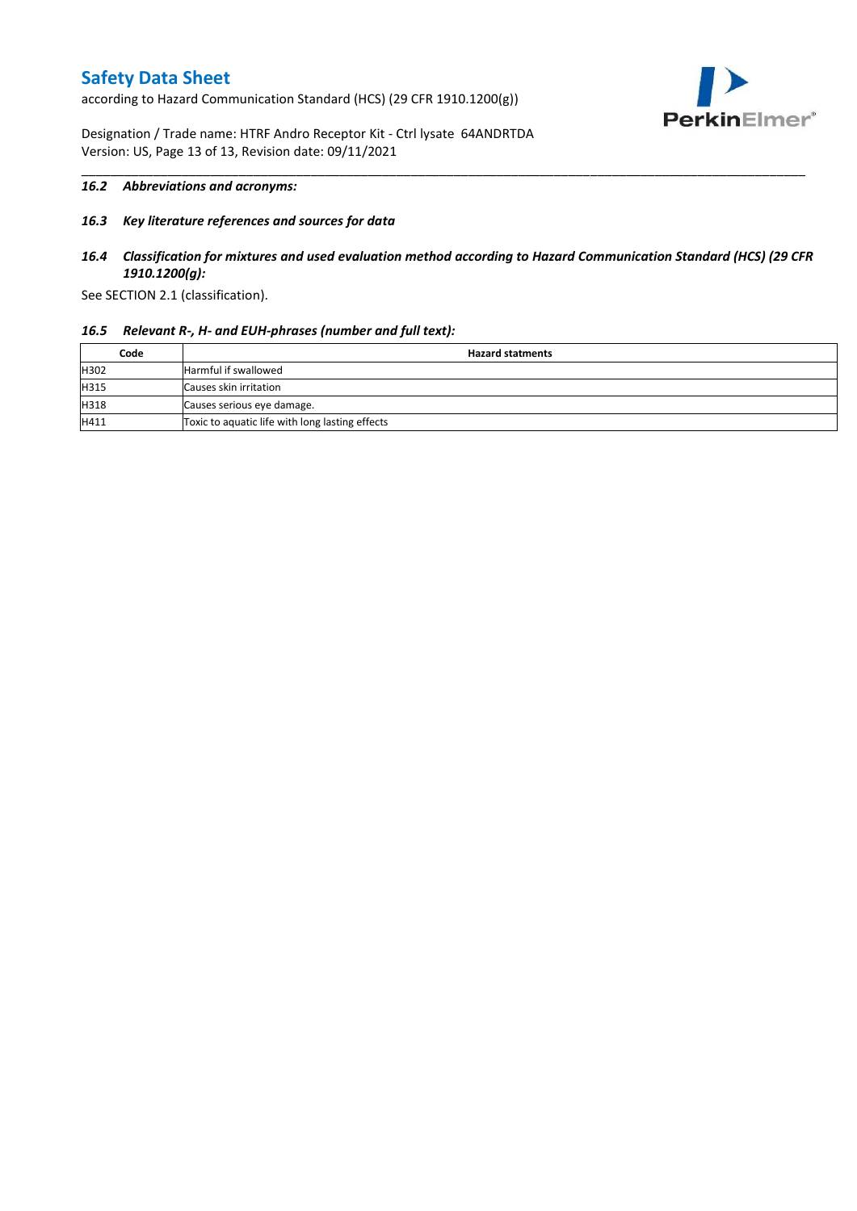### *16.2 Abbreviations and acronyms:*

### *16.3 Key literature references and sources for data*

### *16.4 Classification for mixtures and used evaluation method according to Hazard Communication Standard (HCS) (29 CFR 1910.1200(g):*

See SECTION 2.1 (classification).

### *16.5 Relevant R-, H- and EUH-phrases (number and full text):*

| Code | Hazard statments |
|---|---|
| H302 | Harmful if swallowed |
| H315 | Causes skin irritation |
| H318 | Causes serious eye damage. |
| H411 | Toxic to aquatic life with long lasting effects |